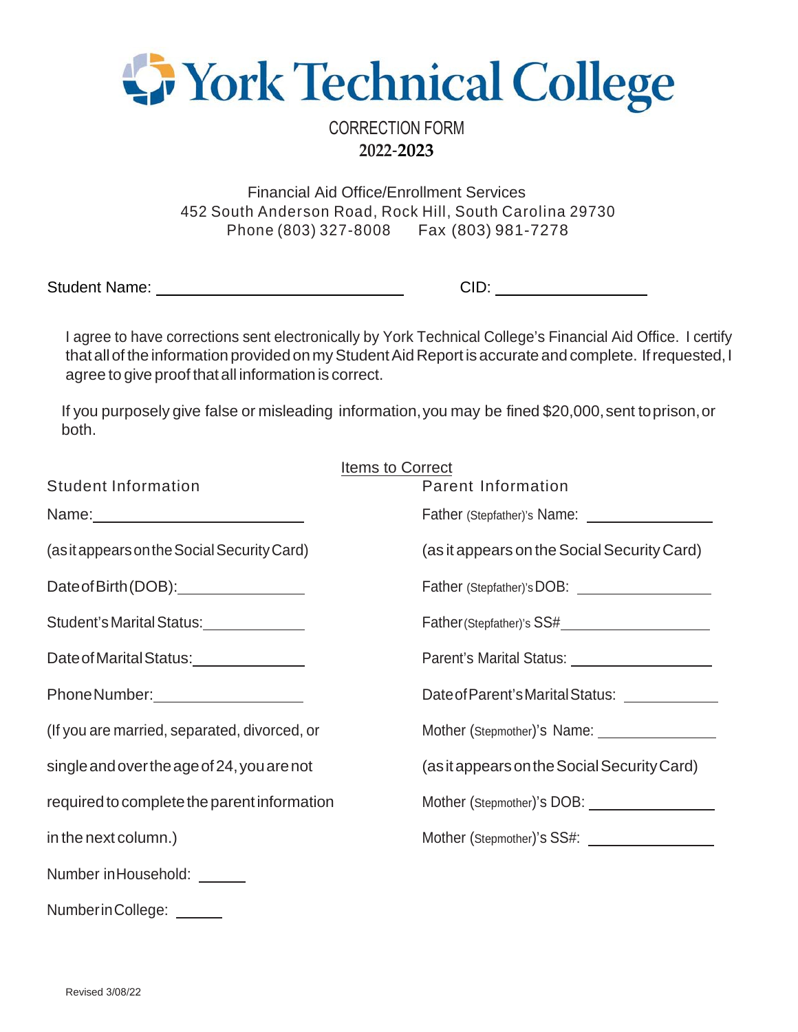# York Technical College

## CORRECTION FORM
**2022-2023**

Financial Aid Office/Enrollment Services
452 South Anderson Road, Rock Hill, South Carolina 29730
Phone (803) 327-8008     Fax (803) 981-7278

Student Name: ______________________________     CID: ________________

I agree to have corrections sent electronically by York Technical College's Financial Aid Office. I certify that all of the information provided on my Student Aid Report is accurate and complete. If requested, I agree to give proof that all information is correct.

If you purposely give false or misleading information, you may be fined $20,000, sent to prison, or both.

Items to Correct

**Student Information**

Name: ________________________

(as it appears on the Social Security Card)

Date of Birth (DOB): ______________

Student's Marital Status: ____________

Date of Marital Status: _____________

Phone Number: _________________

(If you are married, separated, divorced, or single and over the age of 24, you are not required to complete the parent information in the next column.)

Number in Household: _____

Number in College: _____

**Parent Information**

Father (Stepfather)'s Name: ______________

(as it appears on the Social Security Card)

Father (Stepfather)'s DOB: ______________

Father (Stepfather)'s SS# ________________

Parent's Marital Status: ________________

Date of Parent's Marital Status: ___________

Mother (Stepmother)'s Name: ______________

(as it appears on the Social Security Card)

Mother (Stepmother)'s DOB: ______________

Mother (Stepmother)'s SS#: ______________

Revised 3/08/22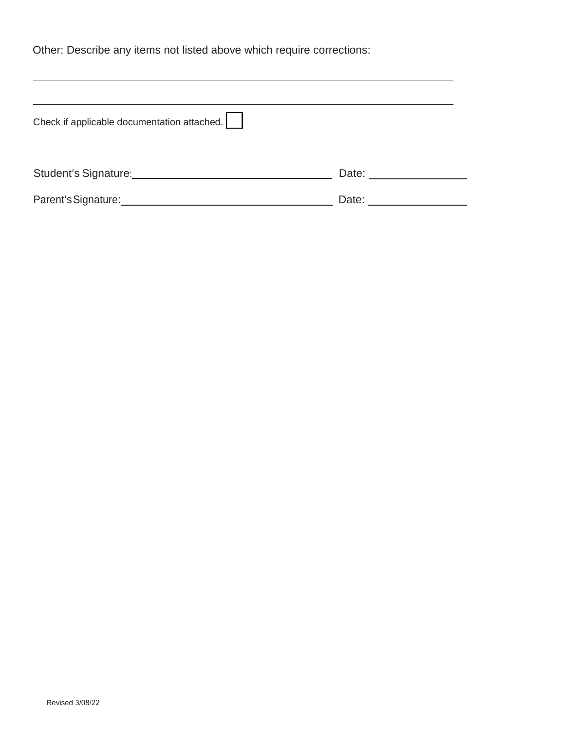Other: Describe any items not listed above which require corrections:

\_\_\_\_\_\_\_\_\_\_\_\_\_\_\_\_\_\_\_\_\_\_\_\_\_\_\_\_\_\_\_\_\_\_\_\_\_\_\_\_\_\_\_\_\_\_\_\_\_\_\_\_\_\_\_\_\_\_\_\_\_\_\_\_\_\_\_\_\_\_\_\_

\_\_\_\_\_\_\_\_\_\_\_\_\_\_\_\_\_\_\_\_\_\_\_\_\_\_\_\_\_\_\_\_\_\_\_\_\_\_\_\_\_\_\_\_\_\_\_\_\_\_\_\_\_\_\_\_\_\_\_\_\_\_\_\_\_\_\_\_\_\_\_\_

Check if applicable documentation attached. ☐

Student's Signature: \_\_\_\_\_\_\_\_\_\_\_\_\_\_\_\_\_\_\_\_\_\_\_\_\_\_\_\_\_\_\_\_\_\_ Date: \_\_\_\_\_\_\_\_\_\_\_\_\_\_\_\_

Parent's Signature: \_\_\_\_\_\_\_\_\_\_\_\_\_\_\_\_\_\_\_\_\_\_\_\_\_\_\_\_\_\_\_\_\_\_\_ Date: \_\_\_\_\_\_\_\_\_\_\_\_\_\_\_\_

Revised 3/08/22